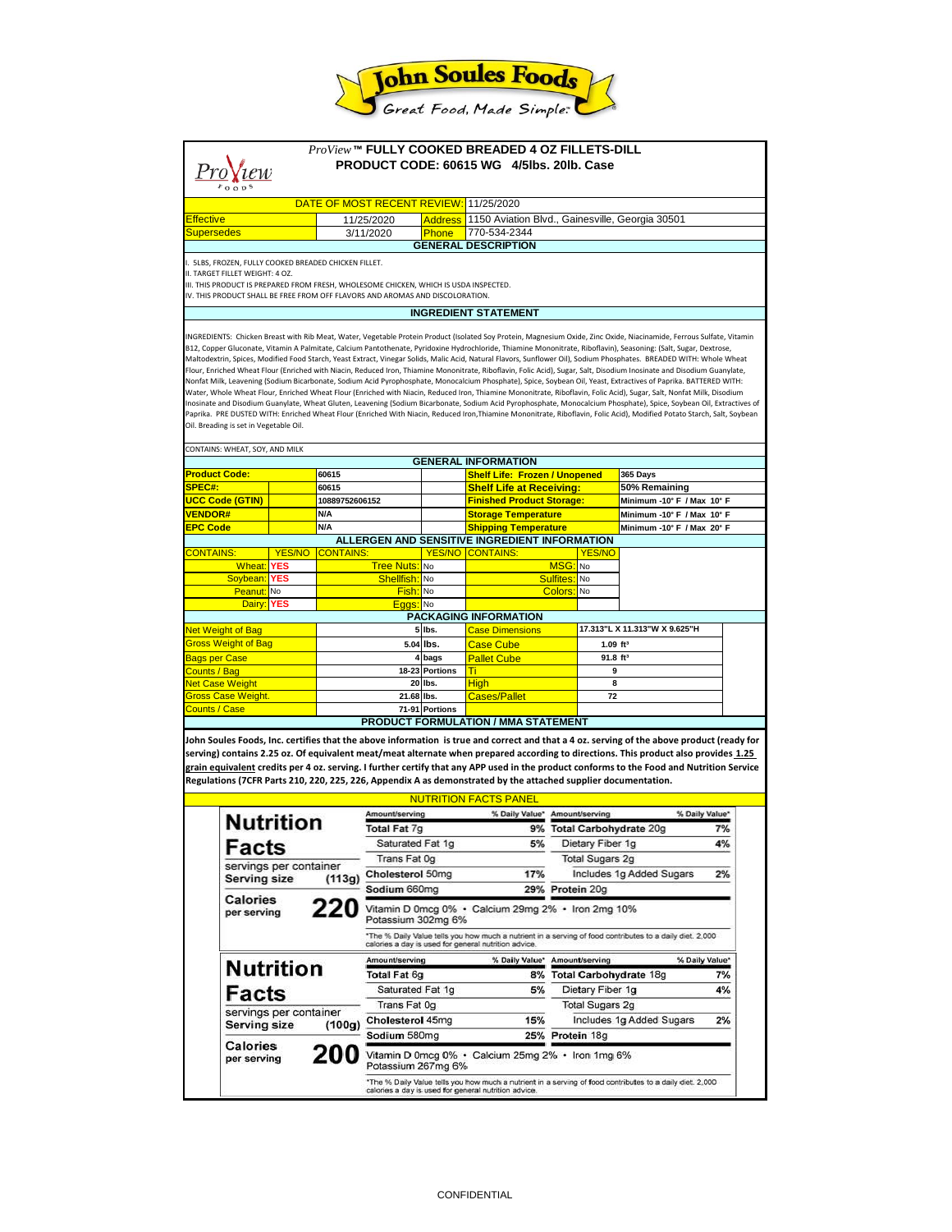# John Soules Foods

*Great Food, Made Simple.*

## ProView™ FULLY COOKED BREADED 4 OZ FILLETS-DILL

**PRODUCT CODE: 60615 WG 4/5lbs. 20lb. Case**

| DATE OF MOST RECENT REVIEW: | 11/25/2020 | | |
|---|---|---|---|
| Effective | 11/25/2020 | Address | 1150 Aviation Blvd., Gainesville, Georgia 30501 |
| Supersedes | 3/11/2020 | Phone | 770-534-2344 |

### GENERAL DESCRIPTION

I. 5LBS, FROZEN, FULLY COOKED BREADED CHICKEN FILLET.
II. TARGET FILLET WEIGHT: 4 OZ.
III. THIS PRODUCT IS PREPARED FROM FRESH, WHOLESOME CHICKEN, WHICH IS USDA INSPECTED.
IV. THIS PRODUCT SHALL BE FREE FROM OFF FLAVORS AND AROMAS AND DISCOLORATION.

### INGREDIENT STATEMENT

INGREDIENTS: Chicken Breast with Rib Meat, Water, Vegetable Protein Product (Isolated Soy Protein, Magnesium Oxide, Zinc Oxide, Niacinamide, Ferrous Sulfate, Vitamin B12, Copper Gluconate, Vitamin A Palmitate, Calcium Pantothenate, Pyridoxine Hydrochloride, Thiamine Mononitrate, Riboflavin), Seasoning: (Salt, Sugar, Dextrose, Maltodextrin, Spices, Modified Food Starch, Yeast Extract, Vinegar Solids, Malic Acid, Natural Flavors, Sunflower Oil), Sodium Phosphates. BREADED WITH: Whole Wheat Flour, Enriched Wheat Flour (Enriched with Niacin, Reduced Iron, Thiamine Mononitrate, Riboflavin, Folic Acid), Sugar, Salt, Disodium Inosinate and Disodium Guanylate, Nonfat Milk, Leavening (Sodium Bicarbonate, Sodium Acid Pyrophosphate, Monocalcium Phosphate), Spice, Soybean Oil, Yeast, Extractives of Paprika. BATTERED WITH: Water, Whole Wheat Flour, Enriched Wheat Flour (Enriched with Niacin, Reduced Iron, Thiamine Mononitrate, Riboflavin, Folic Acid), Sugar, Salt, Nonfat Milk, Disodium Inosinate and Disodium Guanylate, Wheat Gluten, Leavening (Sodium Bicarbonate, Sodium Acid Pyrophosphate, Monocalcium Phosphate), Spice, Soybean Oil, Extractives of Paprika. PRE DUSTED WITH: Enriched Wheat Flour (Enriched With Niacin, Reduced Iron,Thiamine Mononitrate, Riboflavin, Folic Acid), Modified Potato Starch, Salt, Soybean Oil. Breading is set in Vegetable Oil.

CONTAINS: WHEAT, SOY, AND MILK

### GENERAL INFORMATION

| | | | |
|---|---|---|---|
| Product Code: | 60615 | Shelf Life: Frozen / Unopened | 365 Days |
| SPEC#: | 60615 | Shelf Life at Receiving: | 50% Remaining |
| UCC Code (GTIN) | 10889752606152 | Finished Product Storage: | Minimum -10° F / Max 10° F |
| VENDOR# | N/A | Storage Temperature | Minimum -10° F / Max 10° F |
| EPC Code | N/A | Shipping Temperature | Minimum -10° F / Max 20° F |

### ALLERGEN AND SENSITIVE INGREDIENT INFORMATION

| CONTAINS: | YES/NO | CONTAINS: | YES/NO | CONTAINS: | YES/NO |
|---|---|---|---|---|---|
| Wheat: | YES | Tree Nuts: | No | MSG: | No |
| Soybean: | YES | Shellfish: | No | Sulfites: | No |
| Peanut: | No | Fish: | No | Colors: | No |
| Dairy: | YES | Eggs: | No | | |

### PACKAGING INFORMATION

| | | | | |
|---|---|---|---|---|
| Net Weight of Bag | 5 | lbs. | Case Dimensions | 17.313"L X 11.313"W X 9.625"H |
| Gross Weight of Bag | 5.04 | lbs. | Case Cube | 1.09 ft³ |
| Bags per Case | 4 | bags | Pallet Cube | 91.8 ft³ |
| Counts / Bag | 18-23 | Portions | Ti | 9 |
| Net Case Weight | 20 | lbs. | High | 8 |
| Gross Case Weight. | 21.68 | lbs. | Cases/Pallet | 72 |
| Counts / Case | 71-91 | Portions | | |

### PRODUCT FORMULATION / MMA STATEMENT

**John Soules Foods, Inc. certifies that the above information is true and correct and that a 4 oz. serving of the above product (ready for serving) contains 2.25 oz. Of equivalent meat/meat alternate when prepared according to directions. This product also provides 1.25 grain equivalent credits per 4 oz. serving. I further certify that any APP used in the product conforms to the Food and Nutrition Service Regulations (7CFR Parts 210, 220, 225, 226, Appendix A as demonstrated by the attached supplier documentation.**

### NUTRITION FACTS PANEL

**Nutrition Facts**

servings per container
Serving size (113g)
Calories per serving 220

| Amount/serving | % Daily Value* | Amount/serving | % Daily Value* |
|---|---|---|---|
| Total Fat 7g | 9% | Total Carbohydrate 20g | 7% |
| Saturated Fat 1g | 5% | Dietary Fiber 1g | 4% |
| Trans Fat 0g | | Total Sugars 2g | |
| Cholesterol 50mg | 17% | Includes 1g Added Sugars | 2% |
| Sodium 660mg | 29% | Protein 20g | |

Vitamin D 0mcg 0% • Calcium 29mg 2% • Iron 2mg 10%
Potassium 302mg 6%

*The % Daily Value tells you how much a nutrient in a serving of food contributes to a daily diet. 2,000 calories a day is used for general nutrition advice.

**Nutrition Facts**

servings per container
Serving size (100g)
Calories per serving 200

| Amount/serving | % Daily Value* | Amount/serving | % Daily Value* |
|---|---|---|---|
| Total Fat 6g | 8% | Total Carbohydrate 18g | 7% |
| Saturated Fat 1g | 5% | Dietary Fiber 1g | 4% |
| Trans Fat 0g | | Total Sugars 2g | |
| Cholesterol 45mg | 15% | Includes 1g Added Sugars | 2% |
| Sodium 580mg | 25% | Protein 18g | |

Vitamin D 0mcg 0% • Calcium 25mg 2% • Iron 1mg 6%
Potassium 267mg 6%

*The % Daily Value tells you how much a nutrient in a serving of food contributes to a daily diet. 2,000 calories a day is used for general nutrition advice.

CONFIDENTIAL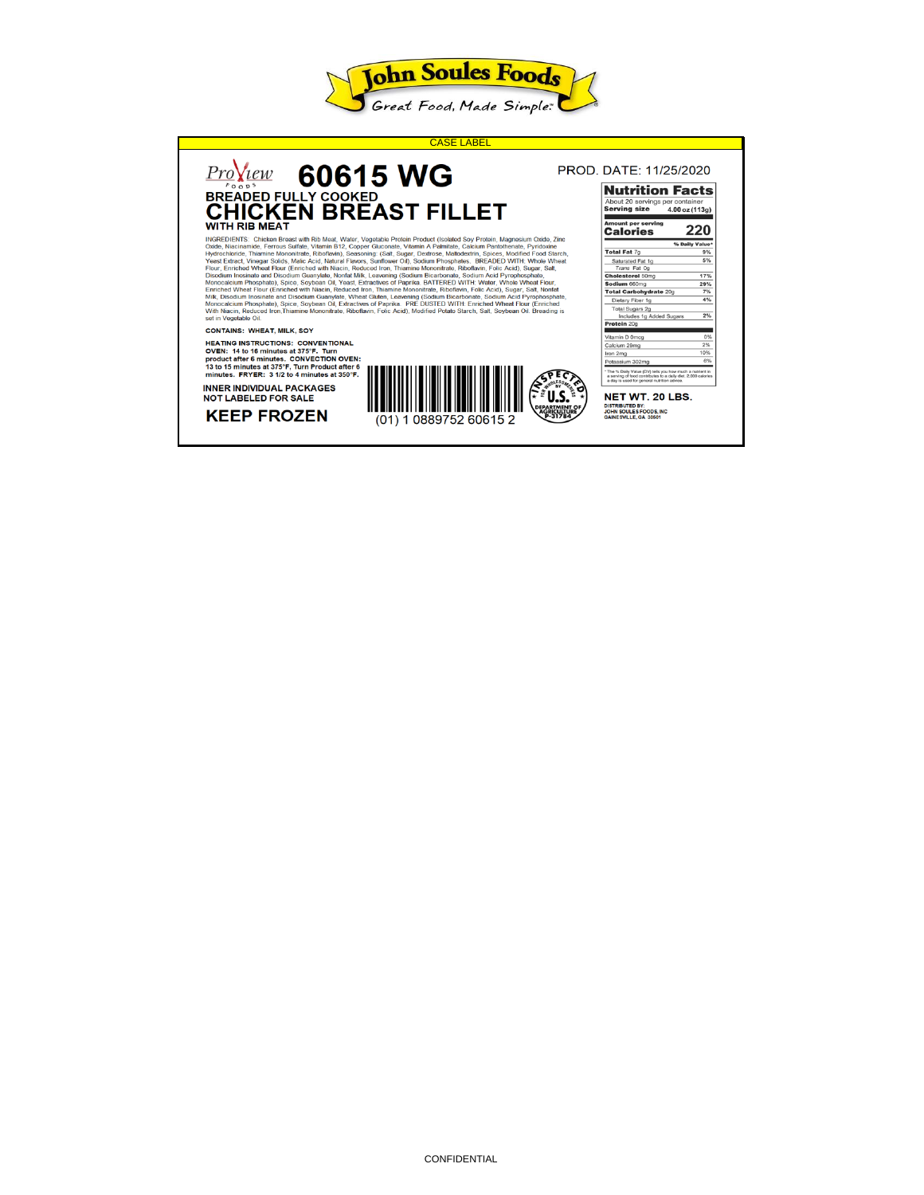John Soules Foods

Great Food, Made Simple.

CASE LABEL

ProView FOODS

# 60615 WG

PROD. DATE: 11/25/2020

BREADED FULLY COOKED

## CHICKEN BREAST FILLET

WITH RIB MEAT

INGREDIENTS: Chicken Breast with Rib Meat, Water, Vegetable Protein Product (Isolated Soy Protein, Magnesium Oxide, Zinc Oxide, Niacinamide, Ferrous Sulfate, Vitamin B12, Copper Gluconate, Vitamin A Palmitate, Calcium Pantothenate, Pyridoxine Hydrochloride, Thiamine Mononitrate, Riboflavin), Seasoning: (Salt, Sugar, Dextrose, Maltodextrin, Spices, Modified Food Starch, Yeast Extract, Vinegar Solids, Malic Acid, Natural Flavors, Sunflower Oil), Sodium Phosphates. BREADED WITH: Whole Wheat Flour, Enriched Wheat Flour (Enriched with Niacin, Reduced Iron, Thiamine Mononitrate, Riboflavin, Folic Acid), Sugar, Salt, Disodium Inosinate and Disodium Guanylate, Nonfat Milk, Leavening (Sodium Bicarbonate, Sodium Acid Pyrophosphate, Monocalcium Phosphate), Spice, Soybean Oil, Yeast, Extractives of Paprika. BATTERED WITH: Water, Whole Wheat Flour, Enriched Wheat Flour (Enriched with Niacin, Reduced Iron, Thiamine Mononitrate, Riboflavin, Folic Acid), Sugar, Salt, Nonfat Milk, Disodium Inosinate and Disodium Guanylate, Wheat Gluten, Leavening (Sodium Bicarbonate, Sodium Acid Pyrophosphate, Monocalcium Phosphate), Spice, Soybean Oil, Extractives of Paprika. PRE DUSTED WITH: Enriched Wheat Flour (Enriched With Niacin, Reduced Iron,Thiamine Mononitrate, Riboflavin, Folic Acid), Modified Potato Starch, Salt, Soybean Oil. Breading is set in Vegetable Oil.

**CONTAINS: WHEAT, MILK, SOY**

**HEATING INSTRUCTIONS: CONVENTIONAL OVEN: 14 to 16 minutes at 375°F. Turn product after 6 minutes. CONVECTION OVEN: 13 to 15 minutes at 375°F, Turn Product after 6 minutes. FRYER: 3 1/2 to 4 minutes at 350°F.**

**INNER INDIVIDUAL PACKAGES NOT LABELED FOR SALE**

**KEEP FROZEN**

(01) 1 0889752 60615 2

INSPECTED FOR WHOLESOMENESS BY U.S. DEPARTMENT OF AGRICULTURE P-31784

**Nutrition Facts**

About 20 servings per container

| | |
|---|---|
| **Serving size** | **4.00 oz (113g)** |
| Amount per serving | |
| **Calories** | **220** |
| | **% Daily Value*** |
| **Total Fat** 7g | 9% |
| Saturated Fat 1g | 5% |
| Trans Fat 0g | |
| **Cholesterol** 50mg | 17% |
| **Sodium** 660mg | 29% |
| **Total Carbohydrate** 20g | 7% |
| Dietary Fiber 1g | 4% |
| Total Sugars 2g | |
| Includes 1g Added Sugars | 2% |
| **Protein** 20g | |
| Vitamin D 0mcg | 0% |
| Calcium 29mg | 2% |
| Iron 2mg | 10% |
| Potassium 302mg | 6% |

\* The % Daily Value (DV) tells you how much a nutrient in a serving of food contributes to a daily diet. 2,000 calories a day is used for general nutrition advice.

**NET WT. 20 LBS.**

DISTRIBUTED BY:
JOHN SOULES FOODS, INC
GAINESVILLE, GA 30501

CONFIDENTIAL